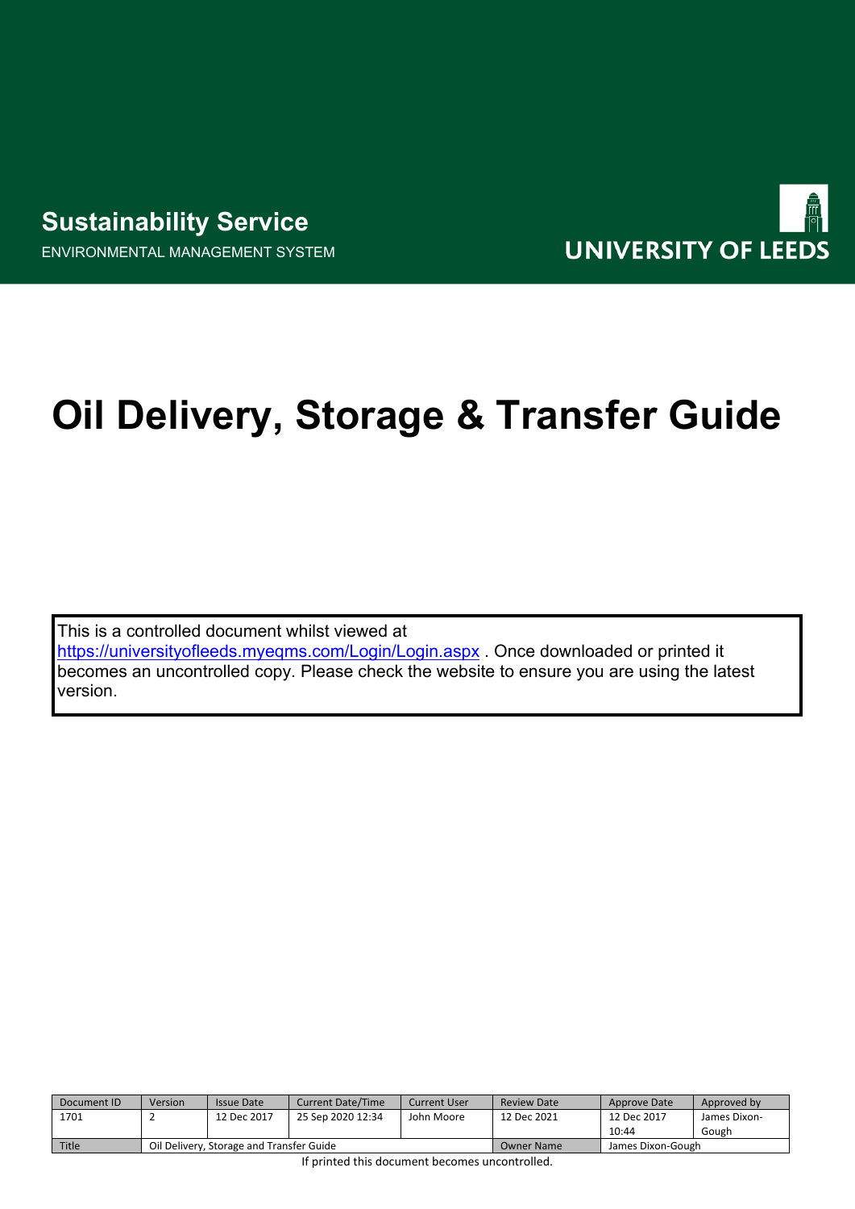**Sustainability Service**

ENVIRONMENTAL MANAGEMENT SYSTEM

UNIVERSITY OF LEEDS

# Oil Delivery, Storage & Transfer Guide

This is a controlled document whilst viewed at [https://universityofleeds.myeqms.com/Login/Login.aspx](https://universityofleeds.myeqms.com/Login/Login.aspx) . Once downloaded or printed it becomes an uncontrolled copy. Please check the website to ensure you are using the latest version.

| Document ID | Version | Issue Date | Current Date/Time | Current User | Review Date | Approve Date | Approved by |
|---|---|---|---|---|---|---|---|
| 1701 | 2 | 12 Dec 2017 | 25 Sep 2020 12:34 | John Moore | 12 Dec 2021 | 12 Dec 2017 10:44 | James Dixon-Gough |
| Title | Oil Delivery, Storage and Transfer Guide | | | | Owner Name | James Dixon-Gough | |

If printed this document becomes uncontrolled.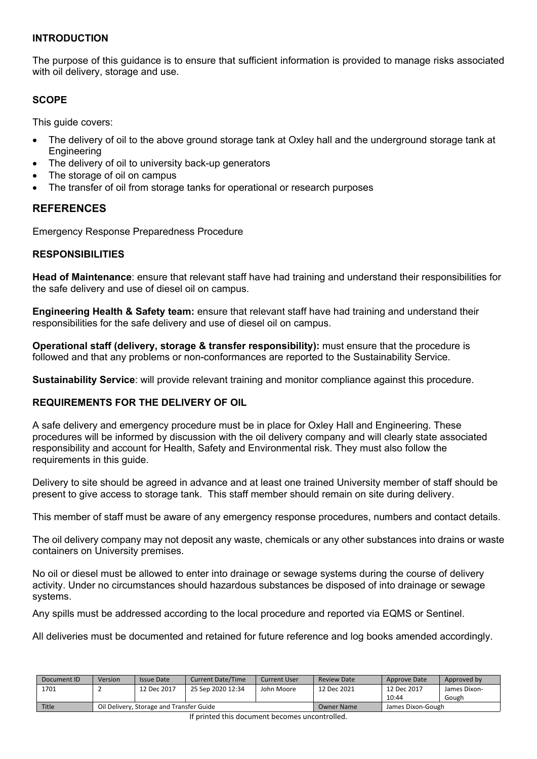## INTRODUCTION

The purpose of this guidance is to ensure that sufficient information is provided to manage risks associated with oil delivery, storage and use.

## SCOPE

This guide covers:

- The delivery of oil to the above ground storage tank at Oxley hall and the underground storage tank at Engineering
- The delivery of oil to university back-up generators
- The storage of oil on campus
- The transfer of oil from storage tanks for operational or research purposes

## REFERENCES

Emergency Response Preparedness Procedure

## RESPONSIBILITIES

**Head of Maintenance**: ensure that relevant staff have had training and understand their responsibilities for the safe delivery and use of diesel oil on campus.

**Engineering Health & Safety team:** ensure that relevant staff have had training and understand their responsibilities for the safe delivery and use of diesel oil on campus.

**Operational staff (delivery, storage & transfer responsibility):** must ensure that the procedure is followed and that any problems or non-conformances are reported to the Sustainability Service.

**Sustainability Service**: will provide relevant training and monitor compliance against this procedure.

## REQUIREMENTS FOR THE DELIVERY OF OIL

A safe delivery and emergency procedure must be in place for Oxley Hall and Engineering. These procedures will be informed by discussion with the oil delivery company and will clearly state associated responsibility and account for Health, Safety and Environmental risk. They must also follow the requirements in this guide.

Delivery to site should be agreed in advance and at least one trained University member of staff should be present to give access to storage tank. This staff member should remain on site during delivery.

This member of staff must be aware of any emergency response procedures, numbers and contact details.

The oil delivery company may not deposit any waste, chemicals or any other substances into drains or waste containers on University premises.

No oil or diesel must be allowed to enter into drainage or sewage systems during the course of delivery activity. Under no circumstances should hazardous substances be disposed of into drainage or sewage systems.

Any spills must be addressed according to the local procedure and reported via EQMS or Sentinel.

All deliveries must be documented and retained for future reference and log books amended accordingly.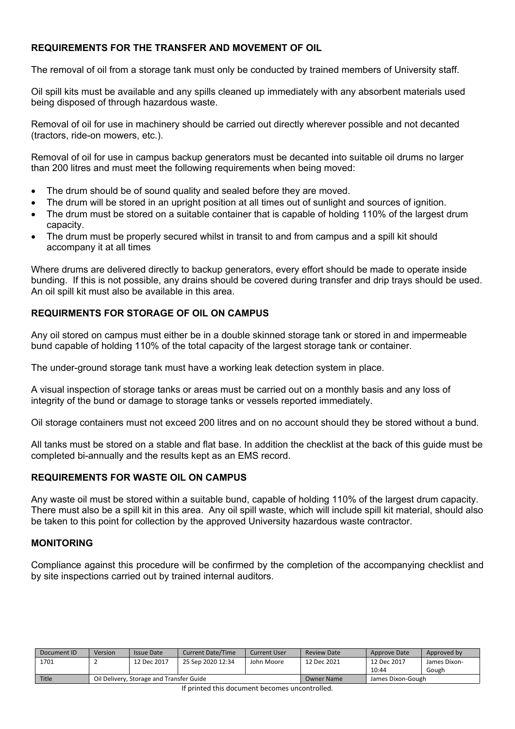### REQUIREMENTS FOR THE TRANSFER AND MOVEMENT OF OIL

The removal of oil from a storage tank must only be conducted by trained members of University staff.

Oil spill kits must be available and any spills cleaned up immediately with any absorbent materials used being disposed of through hazardous waste.

Removal of oil for use in machinery should be carried out directly wherever possible and not decanted (tractors, ride-on mowers, etc.).

Removal of oil for use in campus backup generators must be decanted into suitable oil drums no larger than 200 litres and must meet the following requirements when being moved:

- The drum should be of sound quality and sealed before they are moved.
- The drum will be stored in an upright position at all times out of sunlight and sources of ignition.
- The drum must be stored on a suitable container that is capable of holding 110% of the largest drum capacity.
- The drum must be properly secured whilst in transit to and from campus and a spill kit should accompany it at all times

Where drums are delivered directly to backup generators, every effort should be made to operate inside bunding. If this is not possible, any drains should be covered during transfer and drip trays should be used. An oil spill kit must also be available in this area.

### REQUIRMENTS FOR STORAGE OF OIL ON CAMPUS

Any oil stored on campus must either be in a double skinned storage tank or stored in and impermeable bund capable of holding 110% of the total capacity of the largest storage tank or container.

The under-ground storage tank must have a working leak detection system in place.

A visual inspection of storage tanks or areas must be carried out on a monthly basis and any loss of integrity of the bund or damage to storage tanks or vessels reported immediately.

Oil storage containers must not exceed 200 litres and on no account should they be stored without a bund.

All tanks must be stored on a stable and flat base. In addition the checklist at the back of this guide must be completed bi-annually and the results kept as an EMS record.

### REQUIREMENTS FOR WASTE OIL ON CAMPUS

Any waste oil must be stored within a suitable bund, capable of holding 110% of the largest drum capacity. There must also be a spill kit in this area. Any oil spill waste, which will include spill kit material, should also be taken to this point for collection by the approved University hazardous waste contractor.

### MONITORING

Compliance against this procedure will be confirmed by the completion of the accompanying checklist and by site inspections carried out by trained internal auditors.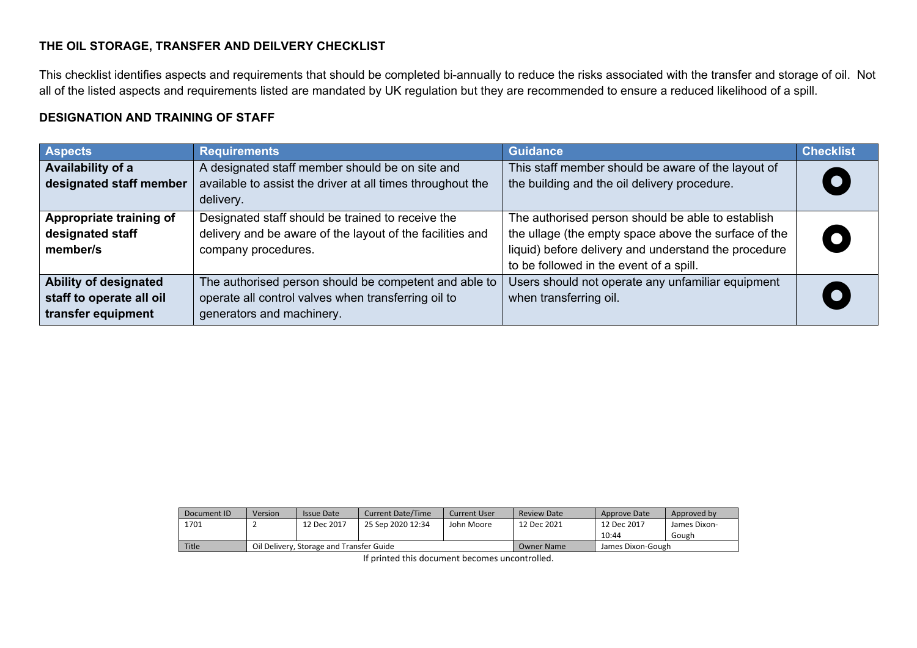**THE OIL STORAGE, TRANSFER AND DEILVERY CHECKLIST**

This checklist identifies aspects and requirements that should be completed bi-annually to reduce the risks associated with the transfer and storage of oil. Not all of the listed aspects and requirements listed are mandated by UK regulation but they are recommended to ensure a reduced likelihood of a spill.

**DESIGNATION AND TRAINING OF STAFF**

| Aspects | Requirements | Guidance | Checklist |
|---|---|---|---|
| **Availability of a designated staff member** | A designated staff member should be on site and available to assist the driver at all times throughout the delivery. | This staff member should be aware of the layout of the building and the oil delivery procedure. | ○ |
| **Appropriate training of designated staff member/s** | Designated staff should be trained to receive the delivery and be aware of the layout of the facilities and company procedures. | The authorised person should be able to establish the ullage (the empty space above the surface of the liquid) before delivery and understand the procedure to be followed in the event of a spill. | ○ |
| **Ability of designated staff to operate all oil transfer equipment** | The authorised person should be competent and able to operate all control valves when transferring oil to generators and machinery. | Users should not operate any unfamiliar equipment when transferring oil. | ○ |

| Document ID | Version | Issue Date | Current Date/Time | Current User | Review Date | Approve Date | Approved by |
|---|---|---|---|---|---|---|---|
| 1701 | 2 | 12 Dec 2017 | 25 Sep 2020 12:34 | John Moore | 12 Dec 2021 | 12 Dec 2017 10:44 | James Dixon-Gough |
| Title | Oil Delivery, Storage and Transfer Guide | | | | Owner Name | James Dixon-Gough | |

If printed this document becomes uncontrolled.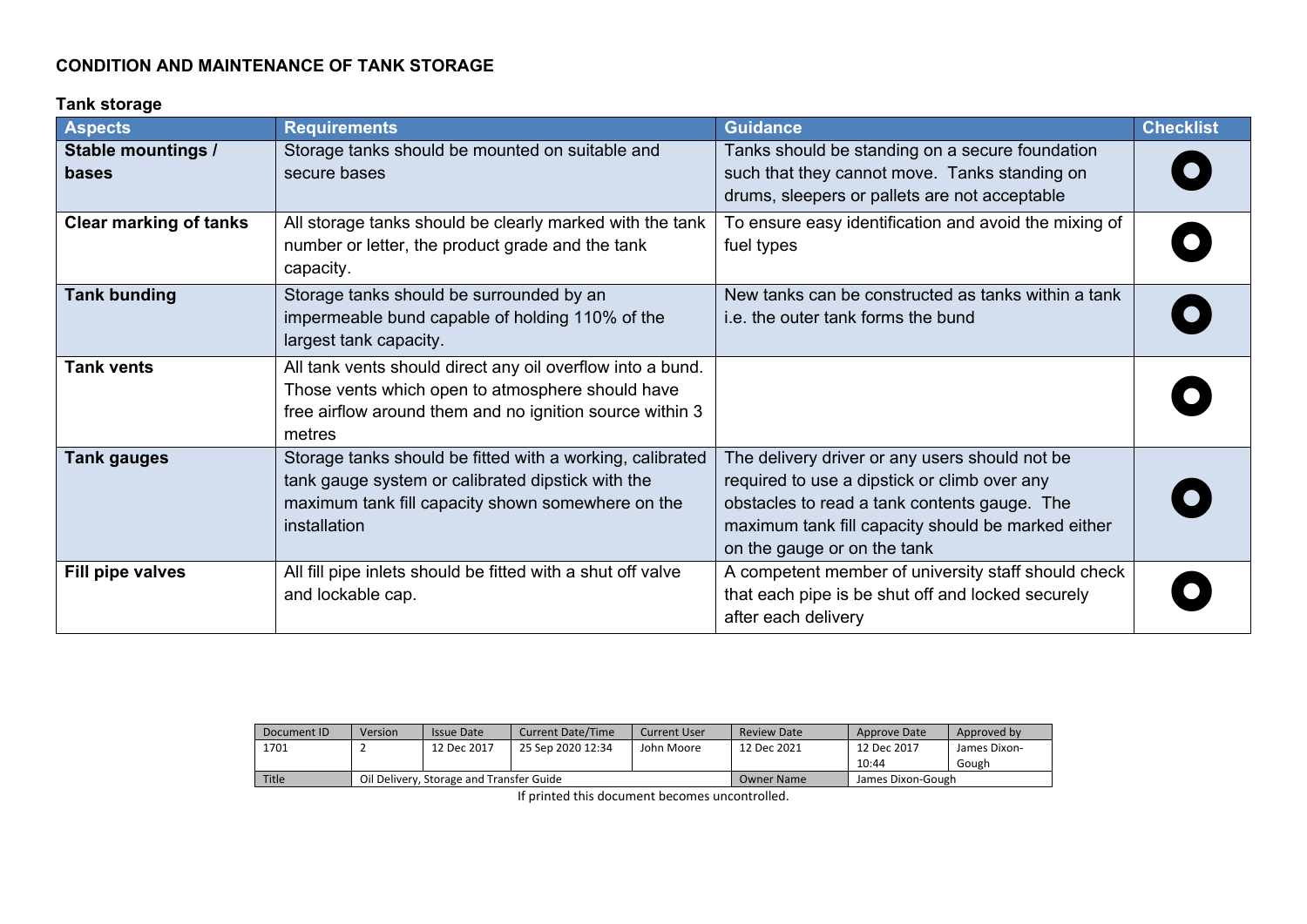## CONDITION AND MAINTENANCE OF TANK STORAGE

### Tank storage

| Aspects | Requirements | Guidance | Checklist |
|---|---|---|---|
| **Stable mountings / bases** | Storage tanks should be mounted on suitable and secure bases | Tanks should be standing on a secure foundation such that they cannot move. Tanks standing on drums, sleepers or pallets are not acceptable | |
| **Clear marking of tanks** | All storage tanks should be clearly marked with the tank number or letter, the product grade and the tank capacity. | To ensure easy identification and avoid the mixing of fuel types | |
| **Tank bunding** | Storage tanks should be surrounded by an impermeable bund capable of holding 110% of the largest tank capacity. | New tanks can be constructed as tanks within a tank i.e. the outer tank forms the bund | |
| **Tank vents** | All tank vents should direct any oil overflow into a bund. Those vents which open to atmosphere should have free airflow around them and no ignition source within 3 metres | | |
| **Tank gauges** | Storage tanks should be fitted with a working, calibrated tank gauge system or calibrated dipstick with the maximum tank fill capacity shown somewhere on the installation | The delivery driver or any users should not be required to use a dipstick or climb over any obstacles to read a tank contents gauge. The maximum tank fill capacity should be marked either on the gauge or on the tank | |
| **Fill pipe valves** | All fill pipe inlets should be fitted with a shut off valve and lockable cap. | A competent member of university staff should check that each pipe is be shut off and locked securely after each delivery | |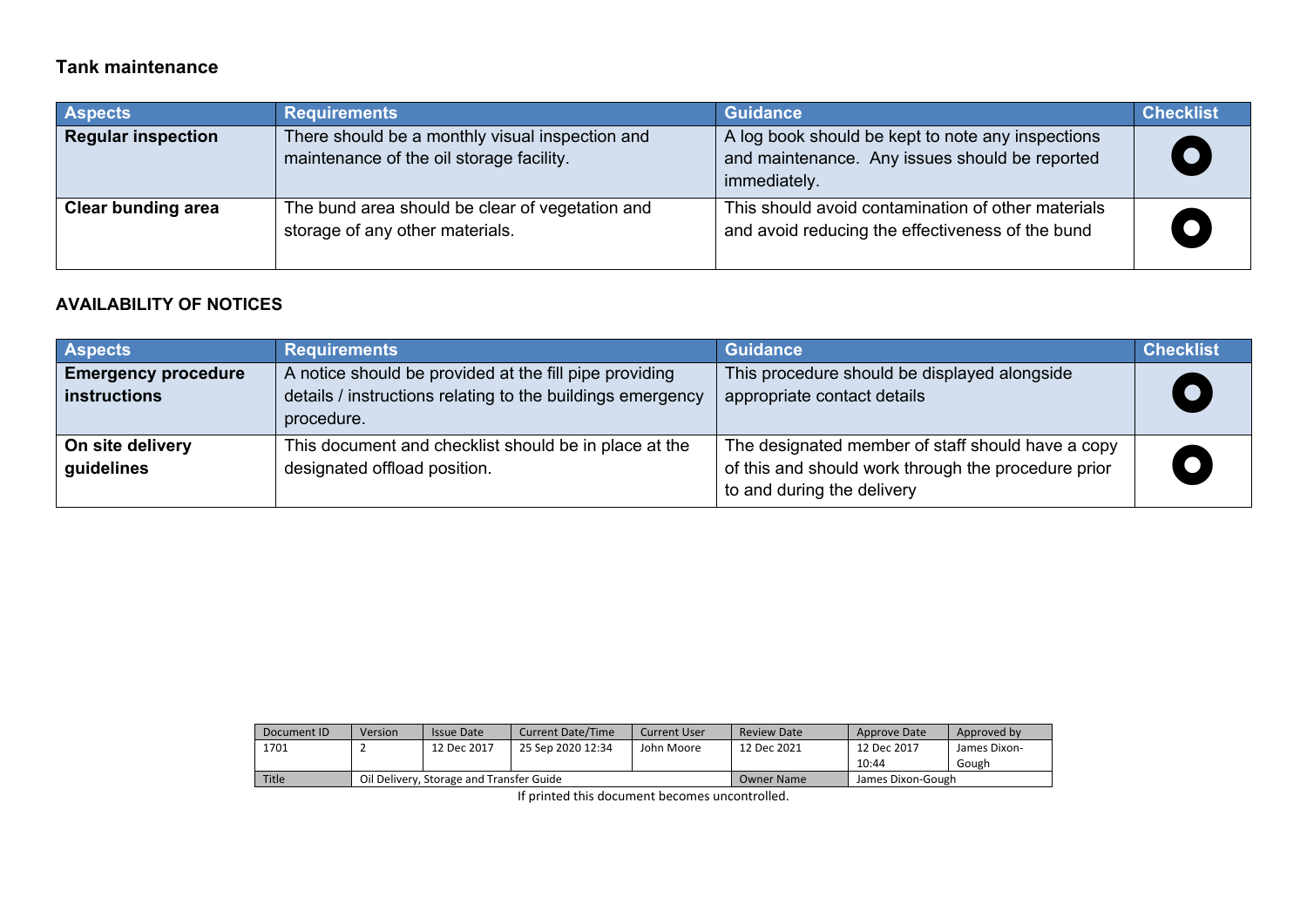## Tank maintenance

| Aspects | Requirements | Guidance | Checklist |
|---|---|---|---|
| **Regular inspection** | There should be a monthly visual inspection and maintenance of the oil storage facility. | A log book should be kept to note any inspections and maintenance. Any issues should be reported immediately. | ○ |
| **Clear bunding area** | The bund area should be clear of vegetation and storage of any other materials. | This should avoid contamination of other materials and avoid reducing the effectiveness of the bund | ○ |

## AVAILABILITY OF NOTICES

| Aspects | Requirements | Guidance | Checklist |
|---|---|---|---|
| **Emergency procedure instructions** | A notice should be provided at the fill pipe providing details / instructions relating to the buildings emergency procedure. | This procedure should be displayed alongside appropriate contact details | ○ |
| **On site delivery guidelines** | This document and checklist should be in place at the designated offload position. | The designated member of staff should have a copy of this and should work through the procedure prior to and during the delivery | ○ |

| Document ID | Version | Issue Date | Current Date/Time | Current User | Review Date | Approve Date | Approved by |
|---|---|---|---|---|---|---|---|
| 1701 | 2 | 12 Dec 2017 | 25 Sep 2020 12:34 | John Moore | 12 Dec 2021 | 12 Dec 2017 10:44 | James Dixon-Gough |
| Title | Oil Delivery, Storage and Transfer Guide | | | | Owner Name | James Dixon-Gough | |

If printed this document becomes uncontrolled.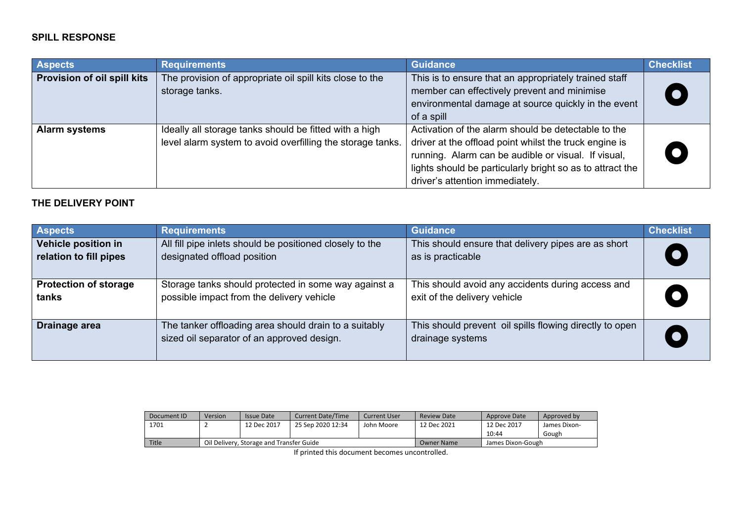## SPILL RESPONSE

| Aspects | Requirements | Guidance | Checklist |
|---|---|---|---|
| **Provision of oil spill kits** | The provision of appropriate oil spill kits close to the storage tanks. | This is to ensure that an appropriately trained staff member can effectively prevent and minimise environmental damage at source quickly in the event of a spill | ⬤ |
| **Alarm systems** | Ideally all storage tanks should be fitted with a high level alarm system to avoid overfilling the storage tanks. | Activation of the alarm should be detectable to the driver at the offload point whilst the truck engine is running. Alarm can be audible or visual. If visual, lights should be particularly bright so as to attract the driver's attention immediately. | ⬤ |

## THE DELIVERY POINT

| Aspects | Requirements | Guidance | Checklist |
|---|---|---|---|
| **Vehicle position in relation to fill pipes** | All fill pipe inlets should be positioned closely to the designated offload position | This should ensure that delivery pipes are as short as is practicable | ⬤ |
| **Protection of storage tanks** | Storage tanks should protected in some way against a possible impact from the delivery vehicle | This should avoid any accidents during access and exit of the delivery vehicle | ⬤ |
| **Drainage area** | The tanker offloading area should drain to a suitably sized oil separator of an approved design. | This should prevent oil spills flowing directly to open drainage systems | ⬤ |

| Document ID | Version | Issue Date | Current Date/Time | Current User | Review Date | Approve Date | Approved by |
|---|---|---|---|---|---|---|---|
| 1701 | 2 | 12 Dec 2017 | 25 Sep 2020 12:34 | John Moore | 12 Dec 2021 | 12 Dec 2017 10:44 | James Dixon-Gough |
| Title | Oil Delivery, Storage and Transfer Guide | | | | Owner Name | James Dixon-Gough | |

If printed this document becomes uncontrolled.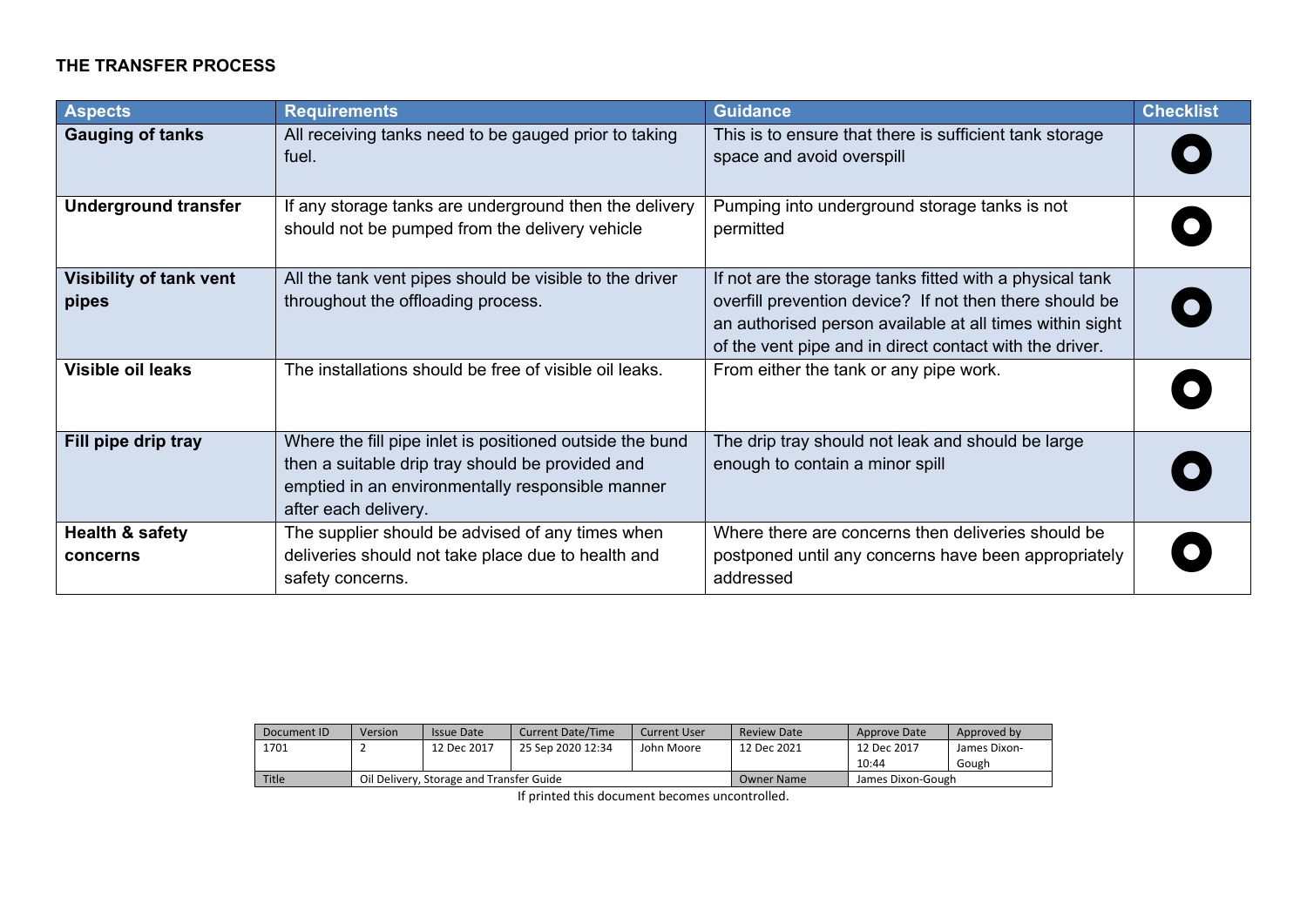**THE TRANSFER PROCESS**

| Aspects | Requirements | Guidance | Checklist |
|---|---|---|---|
| **Gauging of tanks** | All receiving tanks need to be gauged prior to taking fuel. | This is to ensure that there is sufficient tank storage space and avoid overspill | ○ |
| **Underground transfer** | If any storage tanks are underground then the delivery should not be pumped from the delivery vehicle | Pumping into underground storage tanks is not permitted | ○ |
| **Visibility of tank vent pipes** | All the tank vent pipes should be visible to the driver throughout the offloading process. | If not are the storage tanks fitted with a physical tank overfill prevention device? If not then there should be an authorised person available at all times within sight of the vent pipe and in direct contact with the driver. | ○ |
| **Visible oil leaks** | The installations should be free of visible oil leaks. | From either the tank or any pipe work. | ○ |
| **Fill pipe drip tray** | Where the fill pipe inlet is positioned outside the bund then a suitable drip tray should be provided and emptied in an environmentally responsible manner after each delivery. | The drip tray should not leak and should be large enough to contain a minor spill | ○ |
| **Health & safety concerns** | The supplier should be advised of any times when deliveries should not take place due to health and safety concerns. | Where there are concerns then deliveries should be postponed until any concerns have been appropriately addressed | ○ |

| Document ID | Version | Issue Date | Current Date/Time | Current User | Review Date | Approve Date | Approved by |
|---|---|---|---|---|---|---|---|
| 1701 | 2 | 12 Dec 2017 | 25 Sep 2020 12:34 | John Moore | 12 Dec 2021 | 12 Dec 2017 10:44 | James Dixon-Gough |
| Title | Oil Delivery, Storage and Transfer Guide | | | | Owner Name | James Dixon-Gough | |

If printed this document becomes uncontrolled.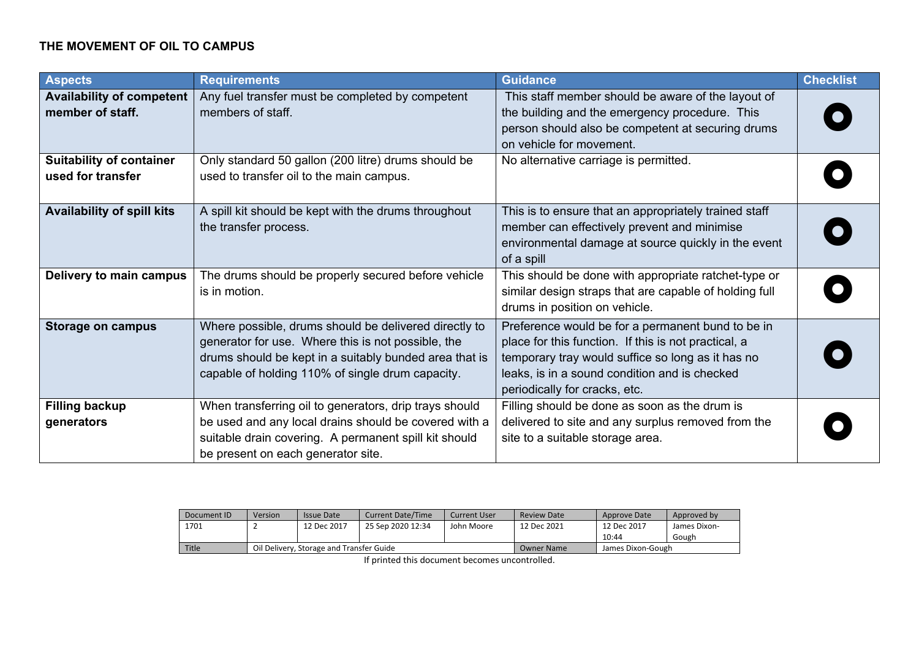## THE MOVEMENT OF OIL TO CAMPUS

| Aspects | Requirements | Guidance | Checklist |
|---|---|---|---|
| **Availability of competent member of staff.** | Any fuel transfer must be completed by competent members of staff. | This staff member should be aware of the layout of the building and the emergency procedure. This person should also be competent at securing drums on vehicle for movement. | ⭘ |
| **Suitability of container used for transfer** | Only standard 50 gallon (200 litre) drums should be used to transfer oil to the main campus. | No alternative carriage is permitted. | ⭘ |
| **Availability of spill kits** | A spill kit should be kept with the drums throughout the transfer process. | This is to ensure that an appropriately trained staff member can effectively prevent and minimise environmental damage at source quickly in the event of a spill | ⭘ |
| **Delivery to main campus** | The drums should be properly secured before vehicle is in motion. | This should be done with appropriate ratchet-type or similar design straps that are capable of holding full drums in position on vehicle. | ⭘ |
| **Storage on campus** | Where possible, drums should be delivered directly to generator for use. Where this is not possible, the drums should be kept in a suitably bunded area that is capable of holding 110% of single drum capacity. | Preference would be for a permanent bund to be in place for this function. If this is not practical, a temporary tray would suffice so long as it has no leaks, is in a sound condition and is checked periodically for cracks, etc. | ⭘ |
| **Filling backup generators** | When transferring oil to generators, drip trays should be used and any local drains should be covered with a suitable drain covering. A permanent spill kit should be present on each generator site. | Filling should be done as soon as the drum is delivered to site and any surplus removed from the site to a suitable storage area. | ⭘ |

| Document ID | Version | Issue Date | Current Date/Time | Current User | Review Date | Approve Date | Approved by |
|---|---|---|---|---|---|---|---|
| 1701 | 2 | 12 Dec 2017 | 25 Sep 2020 12:34 | John Moore | 12 Dec 2021 | 12 Dec 2017 10:44 | James Dixon-Gough |
| Title | Oil Delivery, Storage and Transfer Guide | | | | Owner Name | James Dixon-Gough | |

If printed this document becomes uncontrolled.